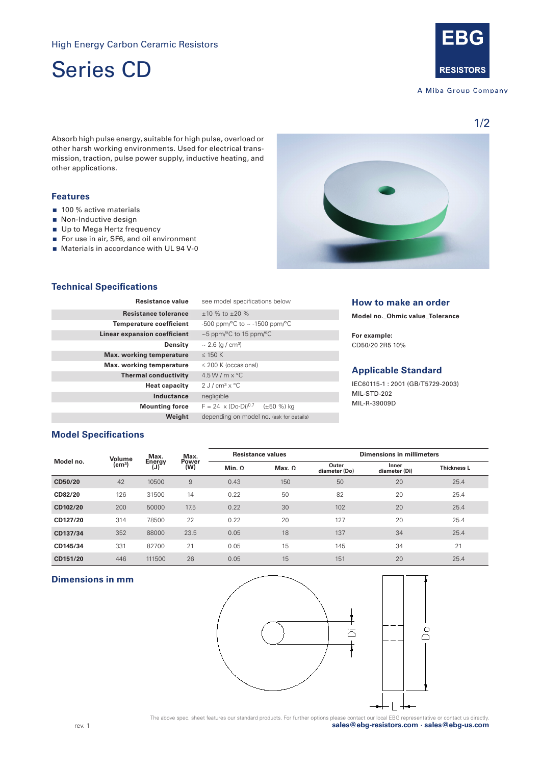High Energy Carbon Ceramic Resistors

# Series CD

EBG RESISTORS

A Miba Group Company

Absorb high pulse energy, suitable for high pulse, overload or other harsh working environments. Used for electrical transmission, traction, pulse power supply, inductive heating, and other applications.

## Features

- 100 % active materials
- Non-Inductive design
- Up to Mega Hertz frequency
- For use in air, SF6, and oil environment
- Materials in accordance with UL 94 V-0

## Technical Specifications

| | |
|---|---|
| **Resistance value** | see model specifications below |
| **Resistance tolerance** | ±10 % to ±20 % |
| **Temperature coefficient** | -500 ppm/°C to ~ -1500 ppm/°C |
| **Linear expansion coefficient** | ~5 ppm/°C to 15 ppm/°C |
| **Density** | ~ 2.6 (g / cm³) |
| **Max. working temperature** | ≤ 150 K |
| **Max. working temperature** | ≤ 200 K (occasional) |
| **Thermal conductivity** | 4.5 W / m x °C |
| **Heat capacity** | 2 J / cm³ x °C |
| **Inductance** | negligible |
| **Mounting force** | $F = 24 \times (Do\text{-}Di)^{0.7}$ (±50 %) kg |
| **Weight** | depending on model no. (ask for details) |

## How to make an order

**Model no._Ohmic value_Tolerance**

**For example:**
CD50/20 2R5 10%

## Applicable Standard

IEC60115-1 : 2001 (GB/T5729-2003)
MIL-STD-202
MIL-R-39009D

## Model Specifications

| Model no. | Volume (cm³) | Max. Energy (J) | Max. Power (W) | Resistance values | | Dimensions in millimeters | | |
|---|---|---|---|---|---|---|---|---|
| | | | | Min. Ω | Max. Ω | Outer diameter (Do) | Inner diameter (Di) | Thickness L |
| **CD50/20** | 42 | 10500 | 9 | 0.43 | 150 | 50 | 20 | 25.4 |
| **CD82/20** | 126 | 31500 | 14 | 0.22 | 50 | 82 | 20 | 25.4 |
| **CD102/20** | 200 | 50000 | 17.5 | 0.22 | 30 | 102 | 20 | 25.4 |
| **CD127/20** | 314 | 78500 | 22 | 0.22 | 20 | 127 | 20 | 25.4 |
| **CD137/34** | 352 | 88000 | 23.5 | 0.05 | 18 | 137 | 34 | 25.4 |
| **CD145/34** | 331 | 82700 | 21 | 0.05 | 15 | 145 | 34 | 21 |
| **CD151/20** | 446 | 111500 | 26 | 0.05 | 15 | 151 | 20 | 25.4 |

## Dimensions in mm

Di Do L

rev. 1

The above spec. sheet features our standard products. For further options please contact our local EBG representative or contact us directly.
**sales@ebg-resistors.com · sales@ebg-us.com**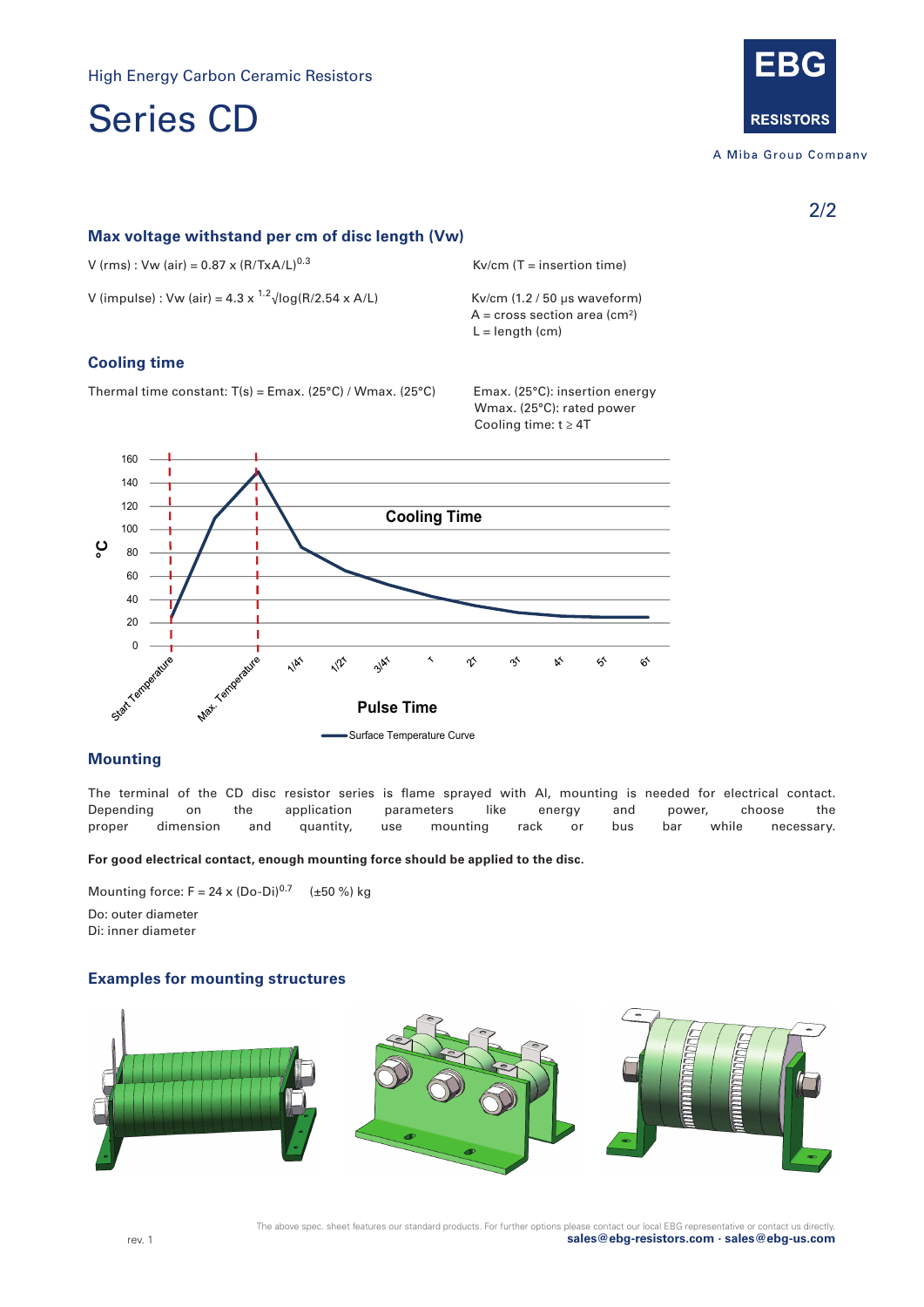High Energy Carbon Ceramic Resistors

# Series CD

## Max voltage withstand per cm of disc length (Vw)

V (rms) : Vw (air) = 0.87 x $(R/TxA/L)^{0.3}$ — Kv/cm (T = insertion time)

V (impulse) : Vw (air) = 4.3 x $^{1.2}\sqrt{\log(R/2.54 \times A/L)}$ — Kv/cm (1.2 / 50 µs waveform)
A = cross section area (cm²)
L = length (cm)

## Cooling time

Thermal time constant: T(s) = Emax. (25°C) / Wmax. (25°C)

Emax. (25°C): insertion energy
Wmax. (25°C): rated power
Cooling time: t ≥ 4T

Cooling Time

°C

160
140
120
100
80
60
40
20
0

Start Temperature
Max. Temperature
1/4T
1/2T
3/4T
T
2T
3T
4T
5T
6T

Pulse Time

Surface Temperature Curve

## Mounting

The terminal of the CD disc resistor series is flame sprayed with Al, mounting is needed for electrical contact. Depending on the application parameters like energy and power, choose the proper dimension and quantity, use mounting rack or bus bar while necessary.

**For good electrical contact, enough mounting force should be applied to the disc.**

Mounting force: F = 24 x $(Do\text{-}Di)^{0.7}$ (±50 %) kg

Do: outer diameter
Di: inner diameter

## Examples for mounting structures

The above spec. sheet features our standard products. For further options please contact our local EBG representative or contact us directly.
**sales@ebg-resistors.com · sales@ebg-us.com**

rev. 1